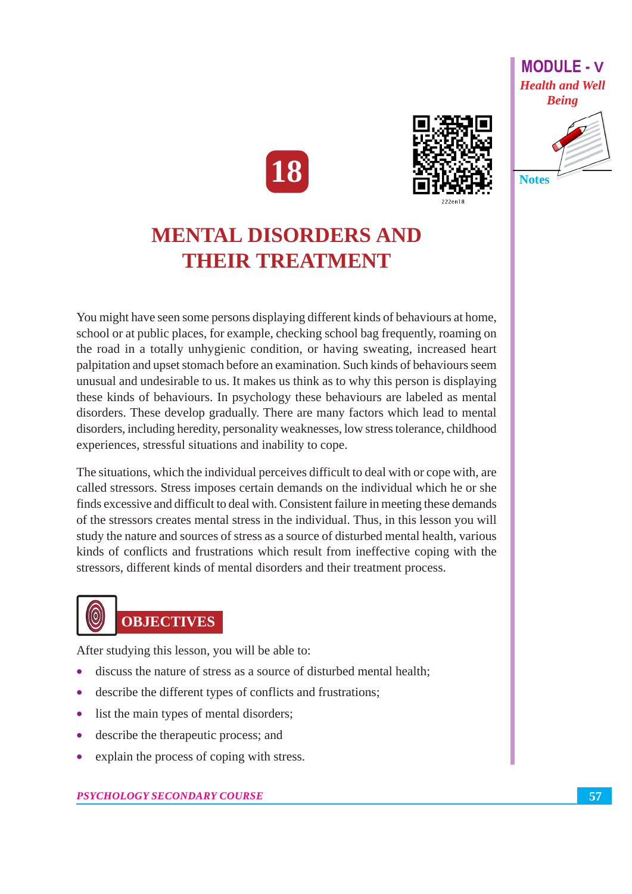# 18

# MENTAL DISORDERS AND THEIR TREATMENT

You might have seen some persons displaying different kinds of behaviours at home, school or at public places, for example, checking school bag frequently, roaming on the road in a totally unhygienic condition, or having sweating, increased heart palpitation and upset stomach before an examination. Such kinds of behaviours seem unusual and undesirable to us. It makes us think as to why this person is displaying these kinds of behaviours. In psychology these behaviours are labeled as mental disorders. These develop gradually. There are many factors which lead to mental disorders, including heredity, personality weaknesses, low stress tolerance, childhood experiences, stressful situations and inability to cope.

The situations, which the individual perceives difficult to deal with or cope with, are called stressors. Stress imposes certain demands on the individual which he or she finds excessive and difficult to deal with. Consistent failure in meeting these demands of the stressors creates mental stress in the individual. Thus, in this lesson you will study the nature and sources of stress as a source of disturbed mental health, various kinds of conflicts and frustrations which result from ineffective coping with the stressors, different kinds of mental disorders and their treatment process.

## OBJECTIVES

After studying this lesson, you will be able to:

- discuss the nature of stress as a source of disturbed mental health;
- describe the different types of conflicts and frustrations;
- list the main types of mental disorders;
- describe the therapeutic process; and
- explain the process of coping with stress.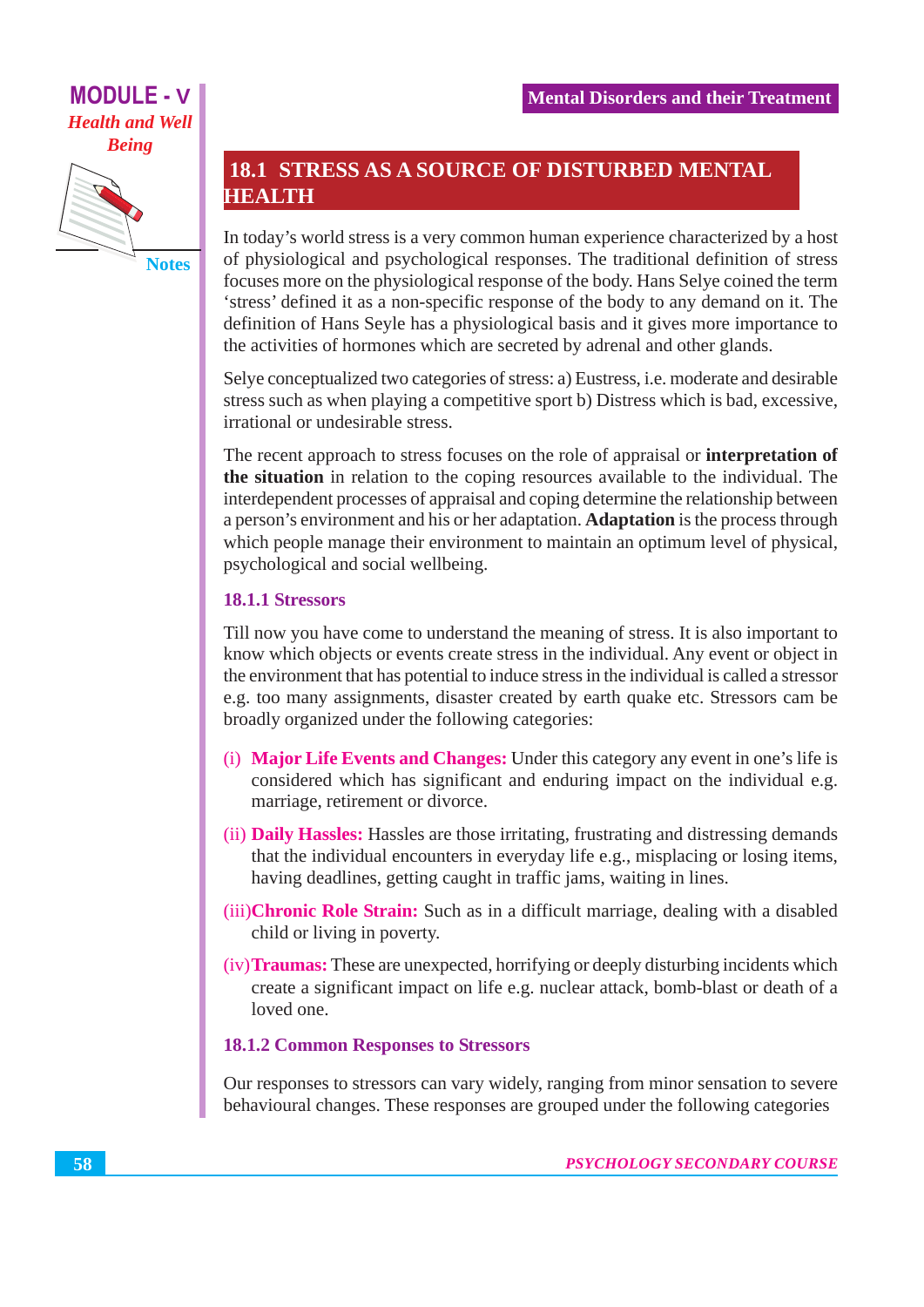## 18.1 STRESS AS A SOURCE OF DISTURBED MENTAL HEALTH

In today's world stress is a very common human experience characterized by a host of physiological and psychological responses. The traditional definition of stress focuses more on the physiological response of the body. Hans Selye coined the term 'stress' defined it as a non-specific response of the body to any demand on it. The definition of Hans Seyle has a physiological basis and it gives more importance to the activities of hormones which are secreted by adrenal and other glands.

Selye conceptualized two categories of stress: a) Eustress, i.e. moderate and desirable stress such as when playing a competitive sport b) Distress which is bad, excessive, irrational or undesirable stress.

The recent approach to stress focuses on the role of appraisal or **interpretation of the situation** in relation to the coping resources available to the individual. The interdependent processes of appraisal and coping determine the relationship between a person's environment and his or her adaptation. **Adaptation** is the process through which people manage their environment to maintain an optimum level of physical, psychological and social wellbeing.

### 18.1.1 Stressors

Till now you have come to understand the meaning of stress. It is also important to know which objects or events create stress in the individual. Any event or object in the environment that has potential to induce stress in the individual is called a stressor e.g. too many assignments, disaster created by earth quake etc. Stressors cam be broadly organized under the following categories:

(i) **Major Life Events and Changes:** Under this category any event in one's life is considered which has significant and enduring impact on the individual e.g. marriage, retirement or divorce.

(ii) **Daily Hassles:** Hassles are those irritating, frustrating and distressing demands that the individual encounters in everyday life e.g., misplacing or losing items, having deadlines, getting caught in traffic jams, waiting in lines.

(iii) **Chronic Role Strain:** Such as in a difficult marriage, dealing with a disabled child or living in poverty.

(iv) **Traumas:** These are unexpected, horrifying or deeply disturbing incidents which create a significant impact on life e.g. nuclear attack, bomb-blast or death of a loved one.

### 18.1.2 Common Responses to Stressors

Our responses to stressors can vary widely, ranging from minor sensation to severe behavioural changes. These responses are grouped under the following categories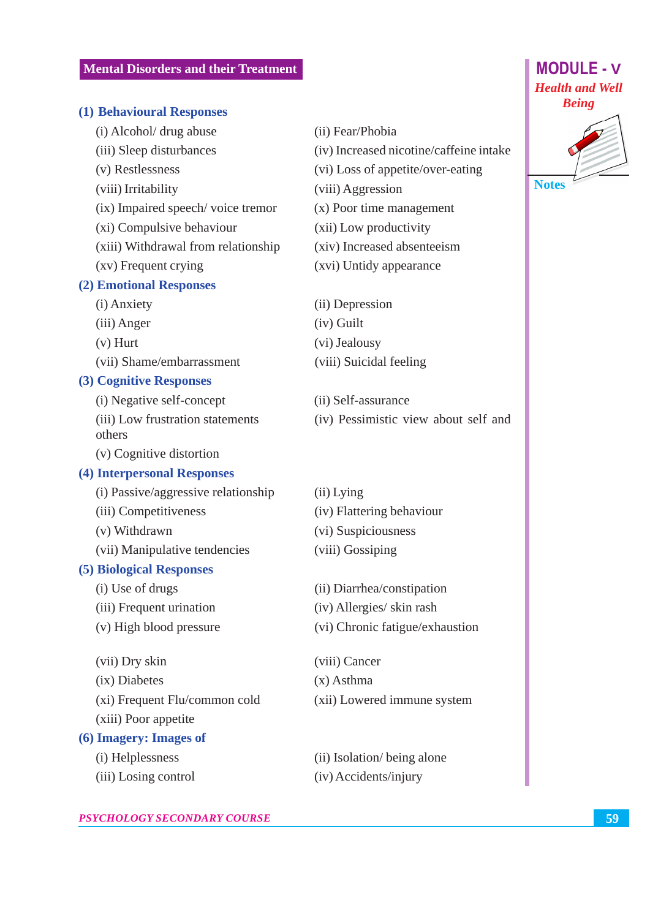**(1) Behavioural Responses**

(i) Alcohol/ drug abuse
(ii) Fear/Phobia
(iii) Sleep disturbances
(iv) Increased nicotine/caffeine intake
(v) Restlessness
(vi) Loss of appetite/over-eating
(viii) Irritability
(viii) Aggression
(ix) Impaired speech/ voice tremor
(x) Poor time management
(xi) Compulsive behaviour
(xii) Low productivity
(xiii) Withdrawal from relationship
(xiv) Increased absenteeism
(xv) Frequent crying
(xvi) Untidy appearance

**(2) Emotional Responses**

(i) Anxiety
(ii) Depression
(iii) Anger
(iv) Guilt
(v) Hurt
(vi) Jealousy
(vii) Shame/embarrassment
(viii) Suicidal feeling

**(3) Cognitive Responses**

(i) Negative self-concept
(ii) Self-assurance
(iii) Low frustration statements
(iv) Pessimistic view about self and others
(v) Cognitive distortion

**(4) Interpersonal Responses**

(i) Passive/aggressive relationship
(ii) Lying
(iii) Competitiveness
(iv) Flattering behaviour
(v) Withdrawn
(vi) Suspiciousness
(vii) Manipulative tendencies
(viii) Gossiping

**(5) Biological Responses**

(i) Use of drugs
(ii) Diarrhea/constipation
(iii) Frequent urination
(iv) Allergies/ skin rash
(v) High blood pressure
(vi) Chronic fatigue/exhaustion
(vii) Dry skin
(viii) Cancer
(ix) Diabetes
(x) Asthma
(xi) Frequent Flu/common cold
(xii) Lowered immune system
(xiii) Poor appetite

**(6) Imagery: Images of**

(i) Helplessness
(ii) Isolation/ being alone
(iii) Losing control
(iv) Accidents/injury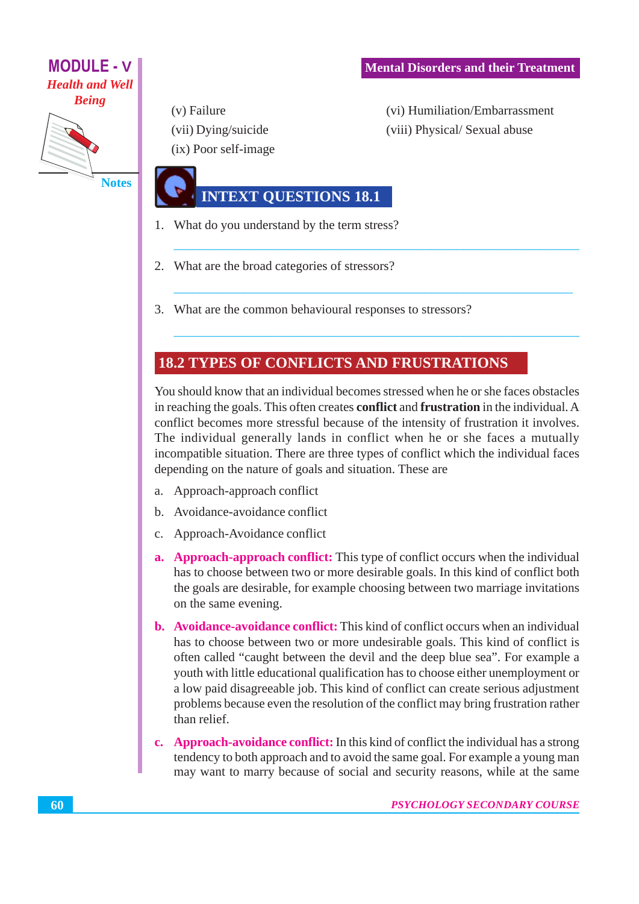(v) Failure

(vi) Humiliation/Embarrassment

(vii) Dying/suicide

(viii) Physical/ Sexual abuse

(ix) Poor self-image

## INTEXT QUESTIONS 18.1

1. What do you understand by the term stress?

2. What are the broad categories of stressors?

3. What are the common behavioural responses to stressors?

## 18.2 TYPES OF CONFLICTS AND FRUSTRATIONS

You should know that an individual becomes stressed when he or she faces obstacles in reaching the goals. This often creates **conflict** and **frustration** in the individual. A conflict becomes more stressful because of the intensity of frustration it involves. The individual generally lands in conflict when he or she faces a mutually incompatible situation. There are three types of conflict which the individual faces depending on the nature of goals and situation. These are

a. Approach-approach conflict
b. Avoidance-avoidance conflict
c. Approach-Avoidance conflict

a. **Approach-approach conflict:** This type of conflict occurs when the individual has to choose between two or more desirable goals. In this kind of conflict both the goals are desirable, for example choosing between two marriage invitations on the same evening.

b. **Avoidance-avoidance conflict:** This kind of conflict occurs when an individual has to choose between two or more undesirable goals. This kind of conflict is often called "caught between the devil and the deep blue sea". For example a youth with little educational qualification has to choose either unemployment or a low paid disagreeable job. This kind of conflict can create serious adjustment problems because even the resolution of the conflict may bring frustration rather than relief.

c. **Approach-avoidance conflict:** In this kind of conflict the individual has a strong tendency to both approach and to avoid the same goal. For example a young man may want to marry because of social and security reasons, while at the same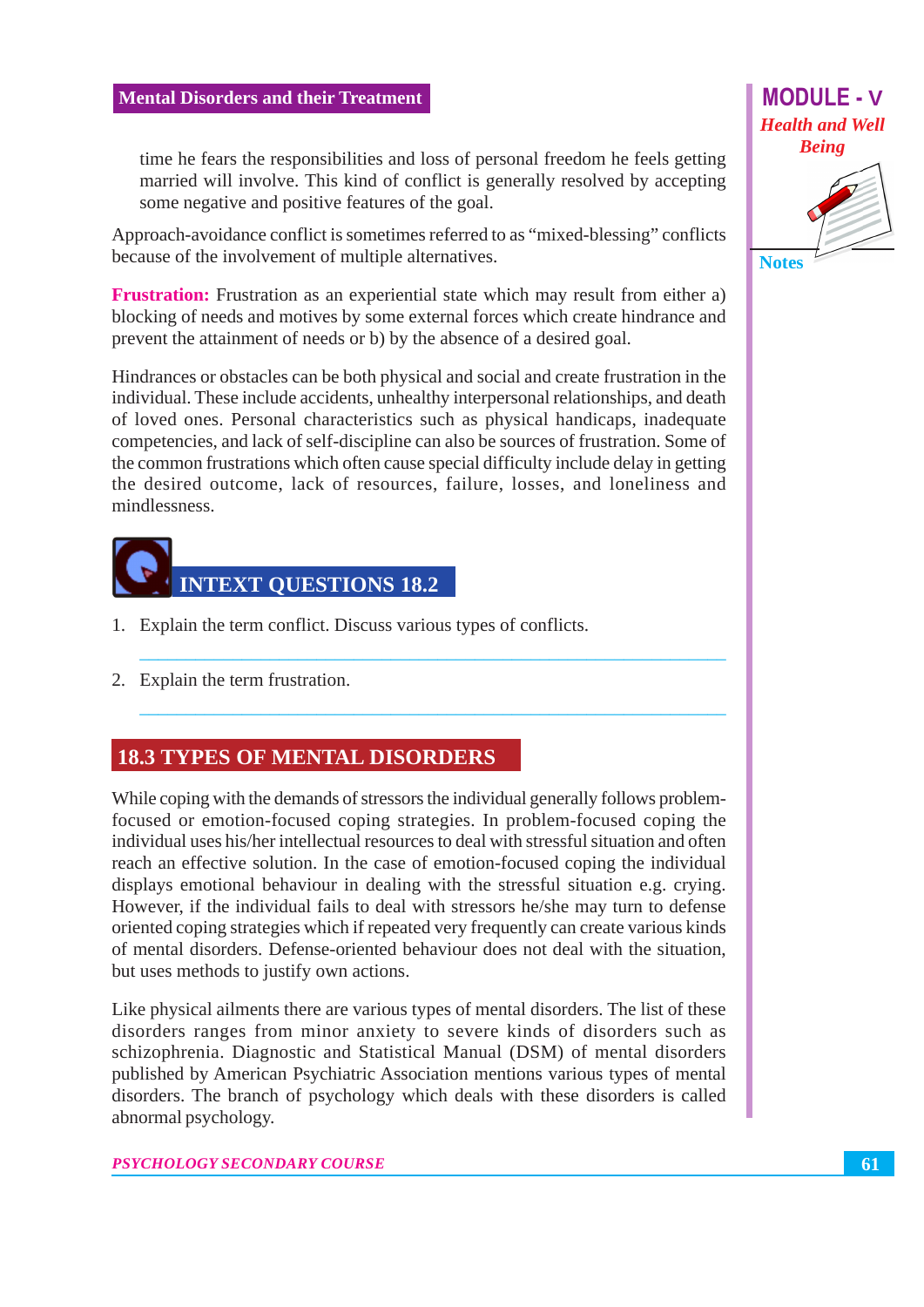time he fears the responsibilities and loss of personal freedom he feels getting married will involve. This kind of conflict is generally resolved by accepting some negative and positive features of the goal.

Approach-avoidance conflict is sometimes referred to as "mixed-blessing" conflicts because of the involvement of multiple alternatives.

**Frustration:** Frustration as an experiential state which may result from either a) blocking of needs and motives by some external forces which create hindrance and prevent the attainment of needs or b) by the absence of a desired goal.

Hindrances or obstacles can be both physical and social and create frustration in the individual. These include accidents, unhealthy interpersonal relationships, and death of loved ones. Personal characteristics such as physical handicaps, inadequate competencies, and lack of self-discipline can also be sources of frustration. Some of the common frustrations which often cause special difficulty include delay in getting the desired outcome, lack of resources, failure, losses, and loneliness and mindlessness.

## INTEXT QUESTIONS 18.2

1. Explain the term conflict. Discuss various types of conflicts.

2. Explain the term frustration.

## 18.3 TYPES OF MENTAL DISORDERS

While coping with the demands of stressors the individual generally follows problem-focused or emotion-focused coping strategies. In problem-focused coping the individual uses his/her intellectual resources to deal with stressful situation and often reach an effective solution. In the case of emotion-focused coping the individual displays emotional behaviour in dealing with the stressful situation e.g. crying. However, if the individual fails to deal with stressors he/she may turn to defense oriented coping strategies which if repeated very frequently can create various kinds of mental disorders. Defense-oriented behaviour does not deal with the situation, but uses methods to justify own actions.

Like physical ailments there are various types of mental disorders. The list of these disorders ranges from minor anxiety to severe kinds of disorders such as schizophrenia. Diagnostic and Statistical Manual (DSM) of mental disorders published by American Psychiatric Association mentions various types of mental disorders. The branch of psychology which deals with these disorders is called abnormal psychology.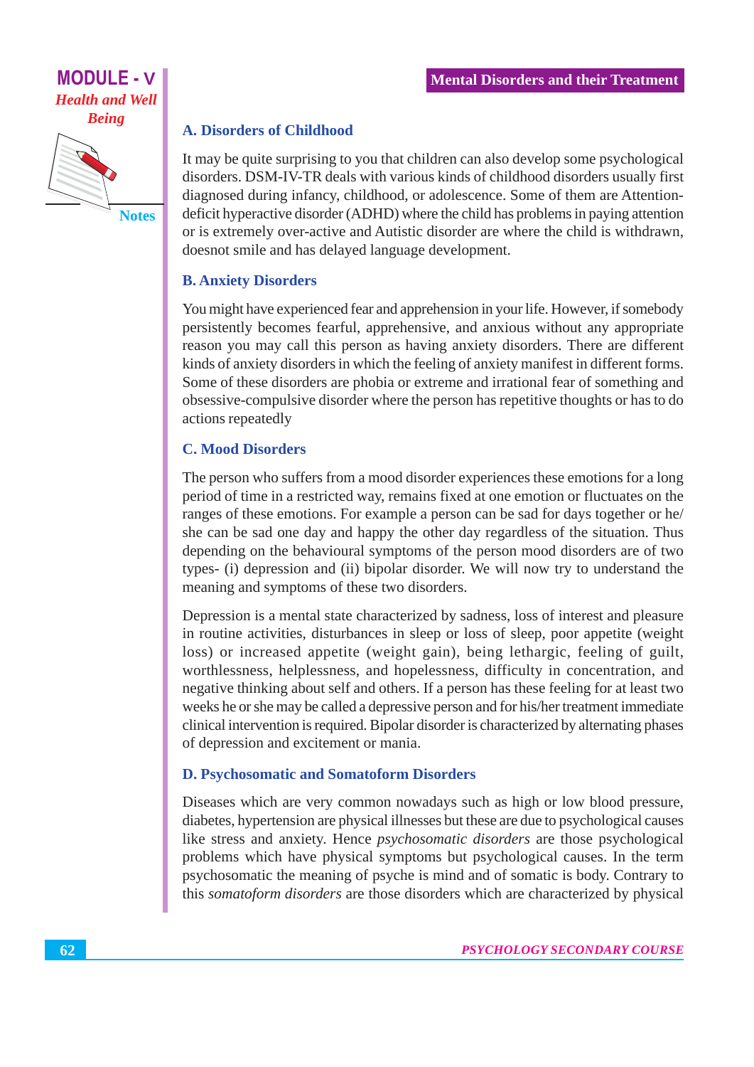### A. Disorders of Childhood

It may be quite surprising to you that children can also develop some psychological disorders. DSM-IV-TR deals with various kinds of childhood disorders usually first diagnosed during infancy, childhood, or adolescence. Some of them are Attention-deficit hyperactive disorder (ADHD) where the child has problems in paying attention or is extremely over-active and Autistic disorder are where the child is withdrawn, doesnot smile and has delayed language development.

### B. Anxiety Disorders

You might have experienced fear and apprehension in your life. However, if somebody persistently becomes fearful, apprehensive, and anxious without any appropriate reason you may call this person as having anxiety disorders. There are different kinds of anxiety disorders in which the feeling of anxiety manifest in different forms. Some of these disorders are phobia or extreme and irrational fear of something and obsessive-compulsive disorder where the person has repetitive thoughts or has to do actions repeatedly

### C. Mood Disorders

The person who suffers from a mood disorder experiences these emotions for a long period of time in a restricted way, remains fixed at one emotion or fluctuates on the ranges of these emotions. For example a person can be sad for days together or he/she can be sad one day and happy the other day regardless of the situation. Thus depending on the behavioural symptoms of the person mood disorders are of two types- (i) depression and (ii) bipolar disorder. We will now try to understand the meaning and symptoms of these two disorders.

Depression is a mental state characterized by sadness, loss of interest and pleasure in routine activities, disturbances in sleep or loss of sleep, poor appetite (weight loss) or increased appetite (weight gain), being lethargic, feeling of guilt, worthlessness, helplessness, and hopelessness, difficulty in concentration, and negative thinking about self and others. If a person has these feeling for at least two weeks he or she may be called a depressive person and for his/her treatment immediate clinical intervention is required. Bipolar disorder is characterized by alternating phases of depression and excitement or mania.

### D. Psychosomatic and Somatoform Disorders

Diseases which are very common nowadays such as high or low blood pressure, diabetes, hypertension are physical illnesses but these are due to psychological causes like stress and anxiety. Hence *psychosomatic disorders* are those psychological problems which have physical symptoms but psychological causes. In the term psychosomatic the meaning of psyche is mind and of somatic is body. Contrary to this *somatoform disorders* are those disorders which are characterized by physical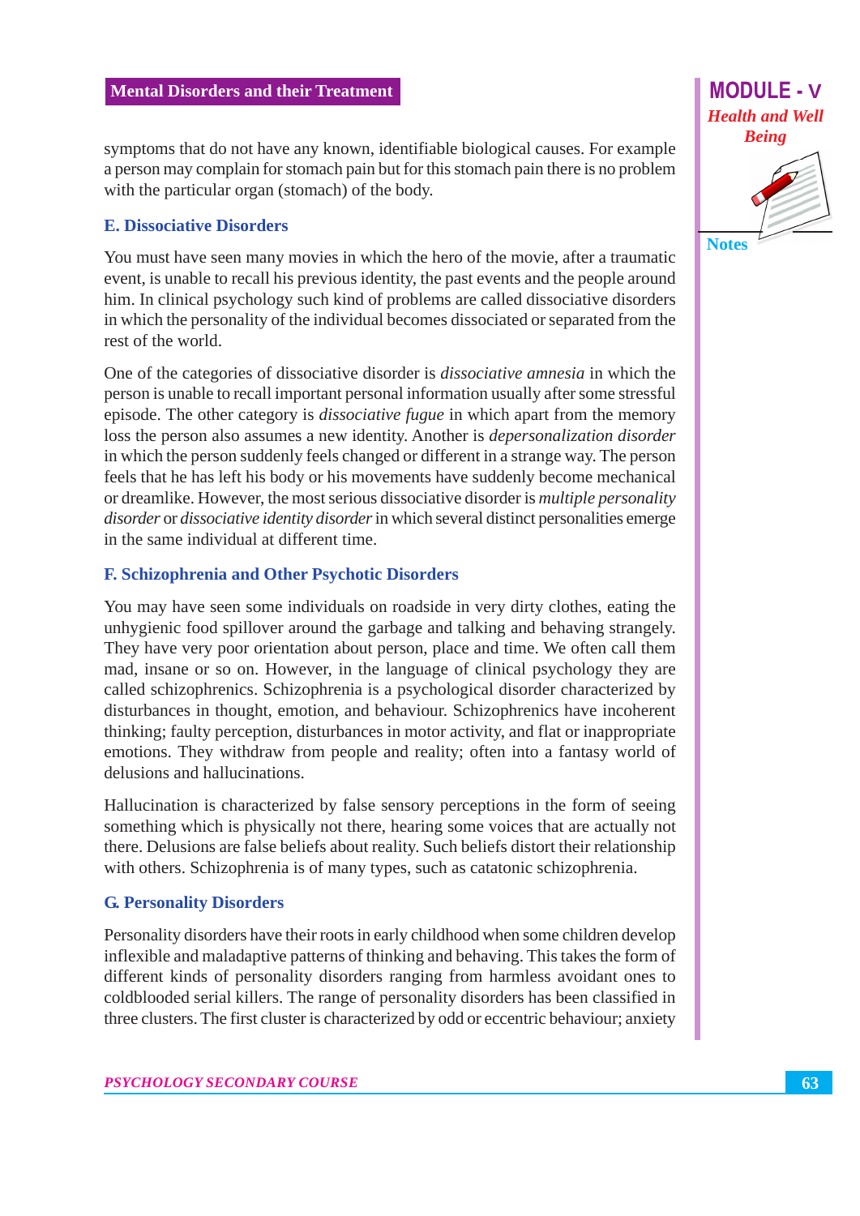symptoms that do not have any known, identifiable biological causes. For example a person may complain for stomach pain but for this stomach pain there is no problem with the particular organ (stomach) of the body.

### E. Dissociative Disorders

You must have seen many movies in which the hero of the movie, after a traumatic event, is unable to recall his previous identity, the past events and the people around him. In clinical psychology such kind of problems are called dissociative disorders in which the personality of the individual becomes dissociated or separated from the rest of the world.

One of the categories of dissociative disorder is *dissociative amnesia* in which the person is unable to recall important personal information usually after some stressful episode. The other category is *dissociative fugue* in which apart from the memory loss the person also assumes a new identity. Another is *depersonalization disorder* in which the person suddenly feels changed or different in a strange way. The person feels that he has left his body or his movements have suddenly become mechanical or dreamlike. However, the most serious dissociative disorder is *multiple personality disorder* or *dissociative identity disorder* in which several distinct personalities emerge in the same individual at different time.

### F. Schizophrenia and Other Psychotic Disorders

You may have seen some individuals on roadside in very dirty clothes, eating the unhygienic food spillover around the garbage and talking and behaving strangely. They have very poor orientation about person, place and time. We often call them mad, insane or so on. However, in the language of clinical psychology they are called schizophrenics. Schizophrenia is a psychological disorder characterized by disturbances in thought, emotion, and behaviour. Schizophrenics have incoherent thinking; faulty perception, disturbances in motor activity, and flat or inappropriate emotions. They withdraw from people and reality; often into a fantasy world of delusions and hallucinations.

Hallucination is characterized by false sensory perceptions in the form of seeing something which is physically not there, hearing some voices that are actually not there. Delusions are false beliefs about reality. Such beliefs distort their relationship with others. Schizophrenia is of many types, such as catatonic schizophrenia.

### G. Personality Disorders

Personality disorders have their roots in early childhood when some children develop inflexible and maladaptive patterns of thinking and behaving. This takes the form of different kinds of personality disorders ranging from harmless avoidant ones to coldblooded serial killers. The range of personality disorders has been classified in three clusters. The first cluster is characterized by odd or eccentric behaviour; anxiety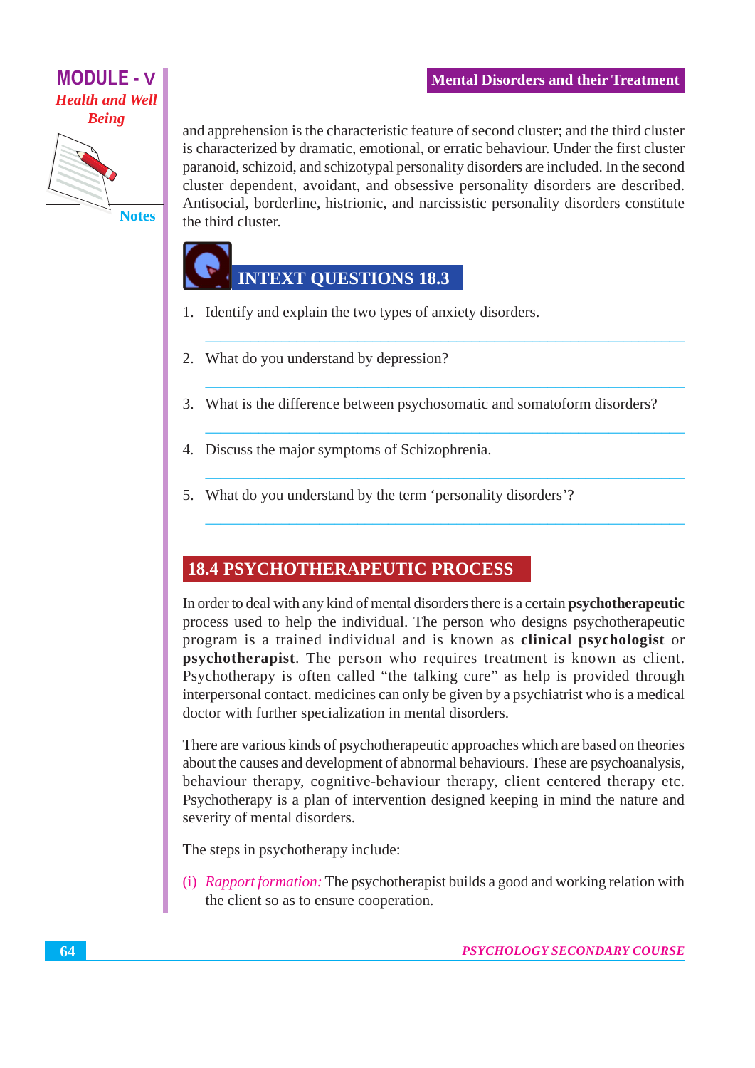and apprehension is the characteristic feature of second cluster; and the third cluster is characterized by dramatic, emotional, or erratic behaviour. Under the first cluster paranoid, schizoid, and schizotypal personality disorders are included. In the second cluster dependent, avoidant, and obsessive personality disorders are described. Antisocial, borderline, histrionic, and narcissistic personality disorders constitute the third cluster.

## INTEXT QUESTIONS 18.3

1. Identify and explain the two types of anxiety disorders.

2. What do you understand by depression?

3. What is the difference between psychosomatic and somatoform disorders?

4. Discuss the major symptoms of Schizophrenia.

5. What do you understand by the term 'personality disorders'?

## 18.4 PSYCHOTHERAPEUTIC PROCESS

In order to deal with any kind of mental disorders there is a certain **psychotherapeutic** process used to help the individual. The person who designs psychotherapeutic program is a trained individual and is known as **clinical psychologist** or **psychotherapist**. The person who requires treatment is known as client. Psychotherapy is often called "the talking cure" as help is provided through interpersonal contact. medicines can only be given by a psychiatrist who is a medical doctor with further specialization in mental disorders.

There are various kinds of psychotherapeutic approaches which are based on theories about the causes and development of abnormal behaviours. These are psychoanalysis, behaviour therapy, cognitive-behaviour therapy, client centered therapy etc. Psychotherapy is a plan of intervention designed keeping in mind the nature and severity of mental disorders.

The steps in psychotherapy include:

(i) *Rapport formation:* The psychotherapist builds a good and working relation with the client so as to ensure cooperation.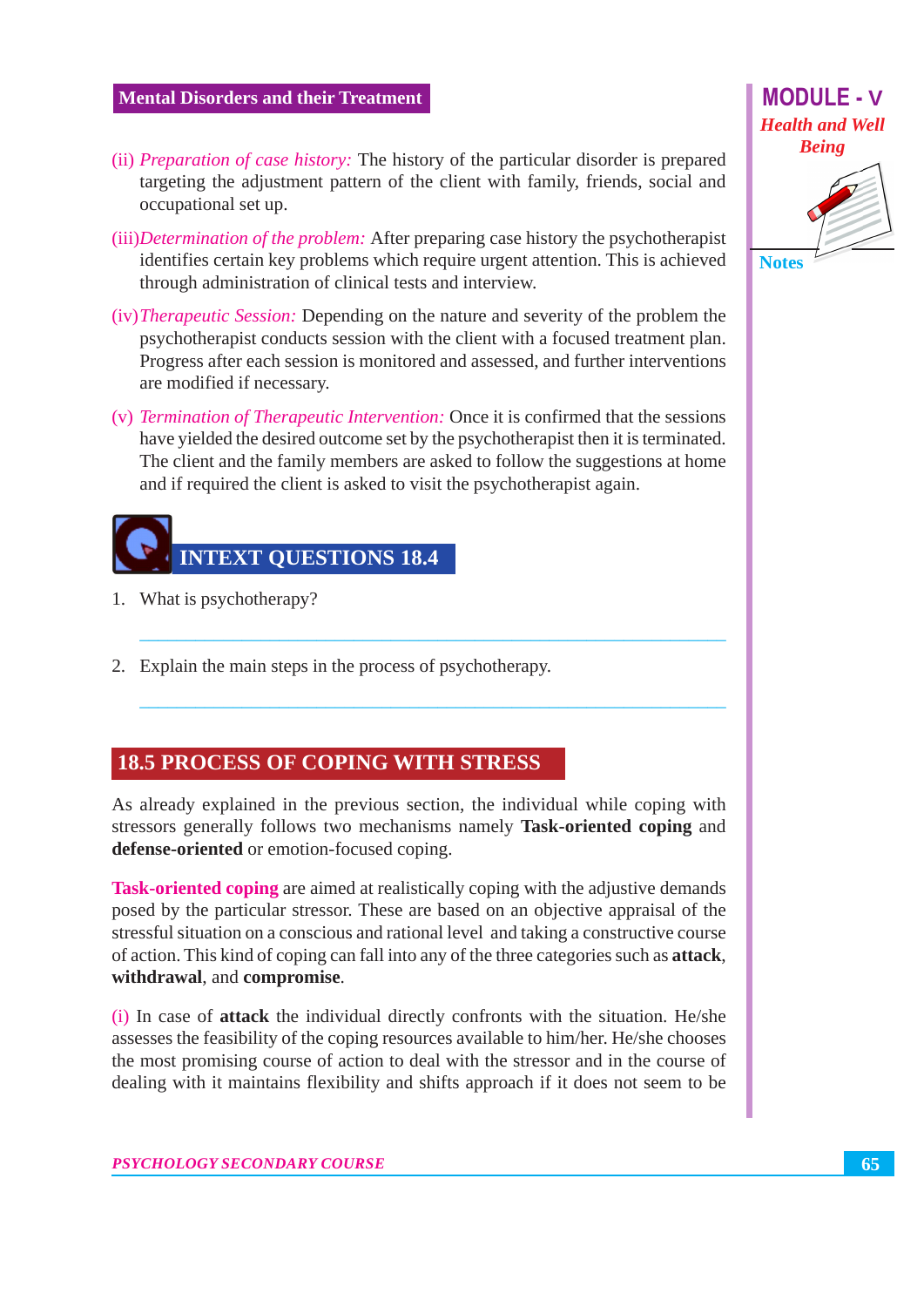(ii) *Preparation of case history:* The history of the particular disorder is prepared targeting the adjustment pattern of the client with family, friends, social and occupational set up.

(iii) *Determination of the problem:* After preparing case history the psychotherapist identifies certain key problems which require urgent attention. This is achieved through administration of clinical tests and interview.

(iv) *Therapeutic Session:* Depending on the nature and severity of the problem the psychotherapist conducts session with the client with a focused treatment plan. Progress after each session is monitored and assessed, and further interventions are modified if necessary.

(v) *Termination of Therapeutic Intervention:* Once it is confirmed that the sessions have yielded the desired outcome set by the psychotherapist then it is terminated. The client and the family members are asked to follow the suggestions at home and if required the client is asked to visit the psychotherapist again.

## INTEXT QUESTIONS 18.4

1. What is psychotherapy?

2. Explain the main steps in the process of psychotherapy.

## 18.5 PROCESS OF COPING WITH STRESS

As already explained in the previous section, the individual while coping with stressors generally follows two mechanisms namely **Task-oriented coping** and **defense-oriented** or emotion-focused coping.

**Task-oriented coping** are aimed at realistically coping with the adjustive demands posed by the particular stressor. These are based on an objective appraisal of the stressful situation on a conscious and rational level and taking a constructive course of action. This kind of coping can fall into any of the three categories such as **attack**, **withdrawal**, and **compromise**.

(i) In case of **attack** the individual directly confronts with the situation. He/she assesses the feasibility of the coping resources available to him/her. He/she chooses the most promising course of action to deal with the stressor and in the course of dealing with it maintains flexibility and shifts approach if it does not seem to be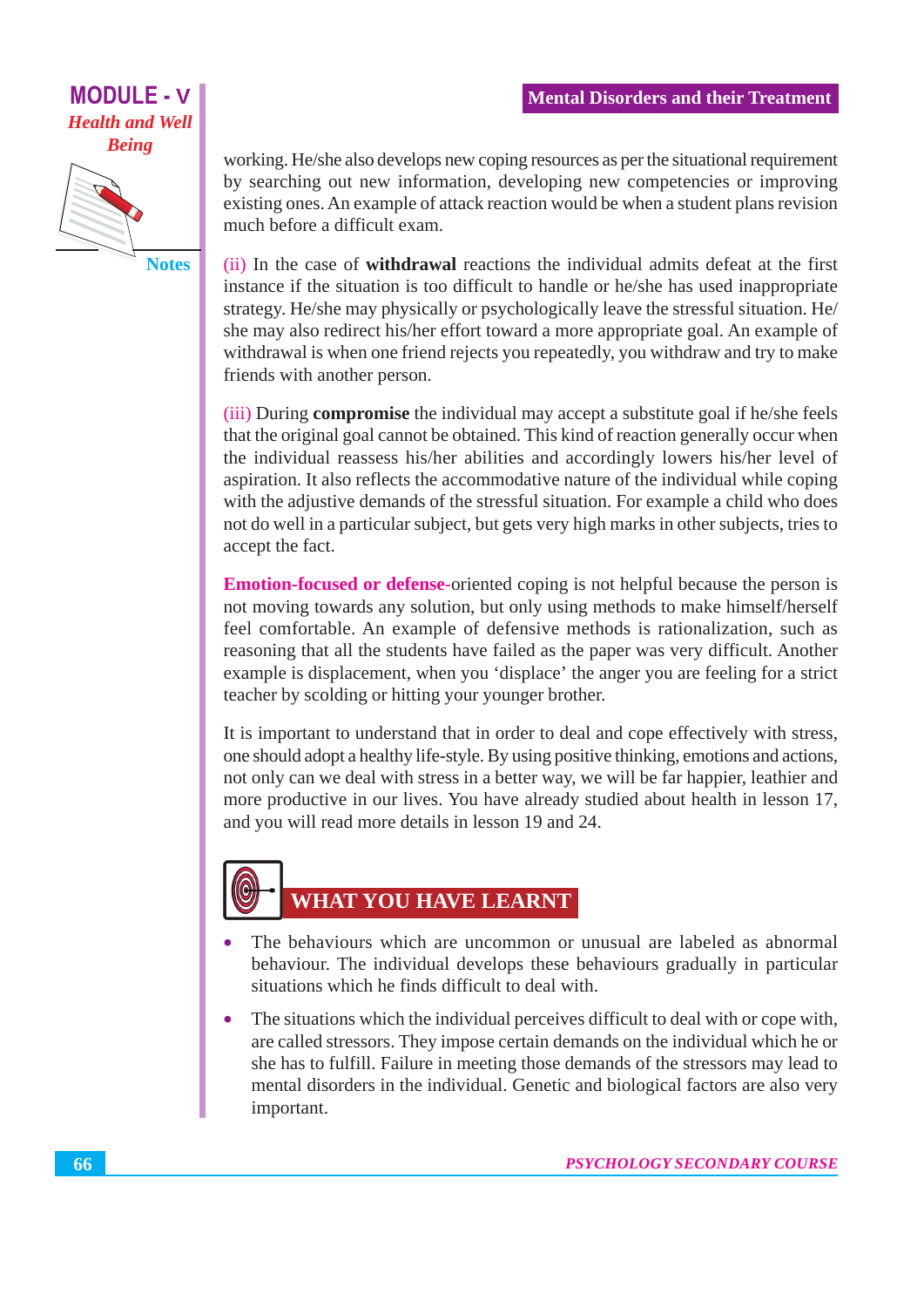working. He/she also develops new coping resources as per the situational requirement by searching out new information, developing new competencies or improving existing ones. An example of attack reaction would be when a student plans revision much before a difficult exam.

(ii) In the case of **withdrawal** reactions the individual admits defeat at the first instance if the situation is too difficult to handle or he/she has used inappropriate strategy. He/she may physically or psychologically leave the stressful situation. He/she may also redirect his/her effort toward a more appropriate goal. An example of withdrawal is when one friend rejects you repeatedly, you withdraw and try to make friends with another person.

(iii) During **compromise** the individual may accept a substitute goal if he/she feels that the original goal cannot be obtained. This kind of reaction generally occur when the individual reassess his/her abilities and accordingly lowers his/her level of aspiration. It also reflects the accommodative nature of the individual while coping with the adjustive demands of the stressful situation. For example a child who does not do well in a particular subject, but gets very high marks in other subjects, tries to accept the fact.

**Emotion-focused or defense**-oriented coping is not helpful because the person is not moving towards any solution, but only using methods to make himself/herself feel comfortable. An example of defensive methods is rationalization, such as reasoning that all the students have failed as the paper was very difficult. Another example is displacement, when you 'displace' the anger you are feeling for a strict teacher by scolding or hitting your younger brother.

It is important to understand that in order to deal and cope effectively with stress, one should adopt a healthy life-style. By using positive thinking, emotions and actions, not only can we deal with stress in a better way, we will be far happier, leathier and more productive in our lives. You have already studied about health in lesson 17, and you will read more details in lesson 19 and 24.

## WHAT YOU HAVE LEARNT

- The behaviours which are uncommon or unusual are labeled as abnormal behaviour. The individual develops these behaviours gradually in particular situations which he finds difficult to deal with.
- The situations which the individual perceives difficult to deal with or cope with, are called stressors. They impose certain demands on the individual which he or she has to fulfill. Failure in meeting those demands of the stressors may lead to mental disorders in the individual. Genetic and biological factors are also very important.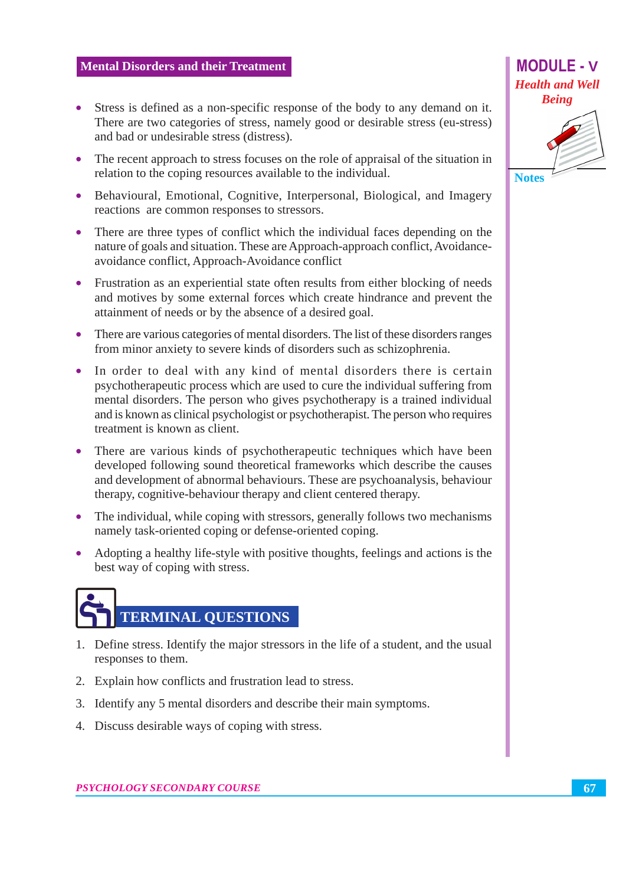- Stress is defined as a non-specific response of the body to any demand on it. There are two categories of stress, namely good or desirable stress (eu-stress) and bad or undesirable stress (distress).
- The recent approach to stress focuses on the role of appraisal of the situation in relation to the coping resources available to the individual.
- Behavioural, Emotional, Cognitive, Interpersonal, Biological, and Imagery reactions are common responses to stressors.
- There are three types of conflict which the individual faces depending on the nature of goals and situation. These are Approach-approach conflict, Avoidance-avoidance conflict, Approach-Avoidance conflict
- Frustration as an experiential state often results from either blocking of needs and motives by some external forces which create hindrance and prevent the attainment of needs or by the absence of a desired goal.
- There are various categories of mental disorders. The list of these disorders ranges from minor anxiety to severe kinds of disorders such as schizophrenia.
- In order to deal with any kind of mental disorders there is certain psychotherapeutic process which are used to cure the individual suffering from mental disorders. The person who gives psychotherapy is a trained individual and is known as clinical psychologist or psychotherapist. The person who requires treatment is known as client.
- There are various kinds of psychotherapeutic techniques which have been developed following sound theoretical frameworks which describe the causes and development of abnormal behaviours. These are psychoanalysis, behaviour therapy, cognitive-behaviour therapy and client centered therapy.
- The individual, while coping with stressors, generally follows two mechanisms namely task-oriented coping or defense-oriented coping.
- Adopting a healthy life-style with positive thoughts, feelings and actions is the best way of coping with stress.

## TERMINAL QUESTIONS

1. Define stress. Identify the major stressors in the life of a student, and the usual responses to them.
2. Explain how conflicts and frustration lead to stress.
3. Identify any 5 mental disorders and describe their main symptoms.
4. Discuss desirable ways of coping with stress.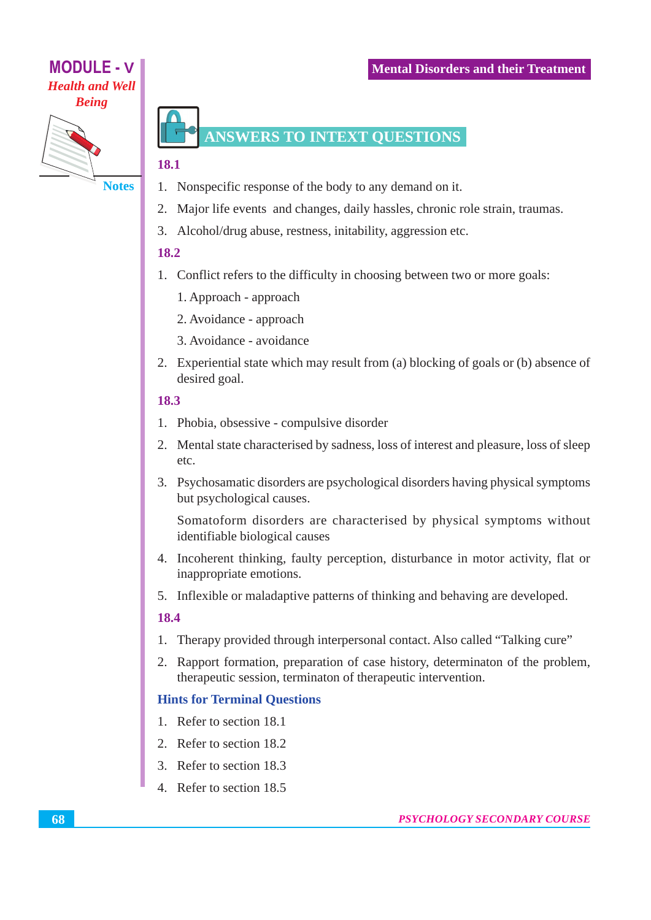## ANSWERS TO INTEXT QUESTIONS

**18.1**

1. Nonspecific response of the body to any demand on it.
2. Major life events and changes, daily hassles, chronic role strain, traumas.
3. Alcohol/drug abuse, restness, initability, aggression etc.

**18.2**

1. Conflict refers to the difficulty in choosing between two or more goals:

   1. Approach - approach
   2. Avoidance - approach
   3. Avoidance - avoidance

2. Experiential state which may result from (a) blocking of goals or (b) absence of desired goal.

**18.3**

1. Phobia, obsessive - compulsive disorder
2. Mental state characterised by sadness, loss of interest and pleasure, loss of sleep etc.
3. Psychosamatic disorders are psychological disorders having physical symptoms but psychological causes.

   Somatoform disorders are characterised by physical symptoms without identifiable biological causes

4. Incoherent thinking, faulty perception, disturbance in motor activity, flat or inappropriate emotions.
5. Inflexible or maladaptive patterns of thinking and behaving are developed.

**18.4**

1. Therapy provided through interpersonal contact. Also called "Talking cure"
2. Rapport formation, preparation of case history, determinaton of the problem, therapeutic session, terminaton of therapeutic intervention.

### Hints for Terminal Questions

1. Refer to section 18.1
2. Refer to section 18.2
3. Refer to section 18.3
4. Refer to section 18.5